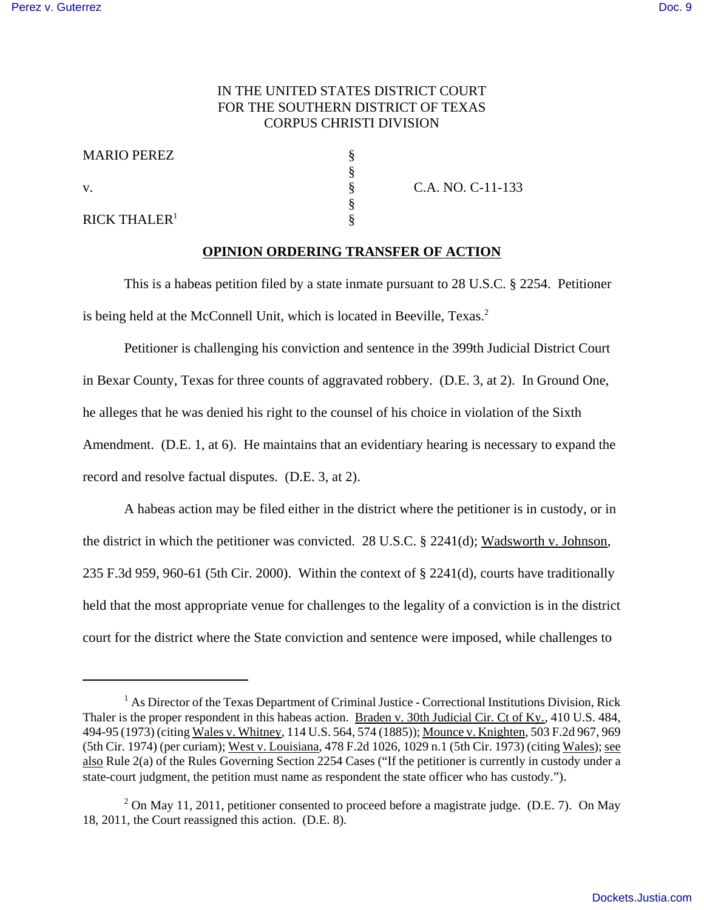IN THE UNITED STATES DISTRICT COURT
FOR THE SOUTHERN DISTRICT OF TEXAS
CORPUS CHRISTI DIVISION

| | | |
|---|---|---|
| MARIO PEREZ | § | |
| | § | |
| v. | § | C.A. NO. C-11-133 |
| | § | |
| RICK THALER[1] | § | |

## OPINION ORDERING TRANSFER OF ACTION

This is a habeas petition filed by a state inmate pursuant to 28 U.S.C. § 2254. Petitioner is being held at the McConnell Unit, which is located in Beeville, Texas.[2]

Petitioner is challenging his conviction and sentence in the 399th Judicial District Court in Bexar County, Texas for three counts of aggravated robbery. (D.E. 3, at 2). In Ground One, he alleges that he was denied his right to the counsel of his choice in violation of the Sixth Amendment. (D.E. 1, at 6). He maintains that an evidentiary hearing is necessary to expand the record and resolve factual disputes. (D.E. 3, at 2).

A habeas action may be filed either in the district where the petitioner is in custody, or in the district in which the petitioner was convicted. 28 U.S.C. § 2241(d); Wadsworth v. Johnson, 235 F.3d 959, 960-61 (5th Cir. 2000). Within the context of § 2241(d), courts have traditionally held that the most appropriate venue for challenges to the legality of a conviction is in the district court for the district where the State conviction and sentence were imposed, while challenges to

---

[1] As Director of the Texas Department of Criminal Justice - Correctional Institutions Division, Rick Thaler is the proper respondent in this habeas action. Braden v. 30th Judicial Cir. Ct of Ky., 410 U.S. 484, 494-95 (1973) (citing Wales v. Whitney, 114 U.S. 564, 574 (1885)); Mounce v. Knighten, 503 F.2d 967, 969 (5th Cir. 1974) (per curiam); West v. Louisiana, 478 F.2d 1026, 1029 n.1 (5th Cir. 1973) (citing Wales); see also Rule 2(a) of the Rules Governing Section 2254 Cases ("If the petitioner is currently in custody under a state-court judgment, the petition must name as respondent the state officer who has custody.").

[2] On May 11, 2011, petitioner consented to proceed before a magistrate judge. (D.E. 7). On May 18, 2011, the Court reassigned this action. (D.E. 8).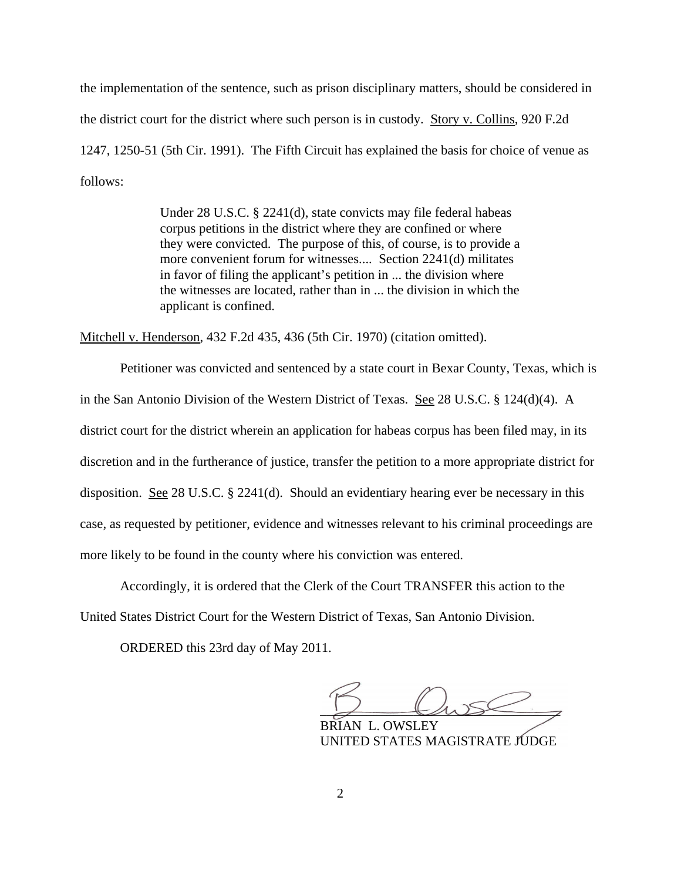the implementation of the sentence, such as prison disciplinary matters, should be considered in the district court for the district where such person is in custody. Story v. Collins, 920 F.2d 1247, 1250-51 (5th Cir. 1991). The Fifth Circuit has explained the basis for choice of venue as follows:

> Under 28 U.S.C. § 2241(d), state convicts may file federal habeas corpus petitions in the district where they are confined or where they were convicted. The purpose of this, of course, is to provide a more convenient forum for witnesses.... Section 2241(d) militates in favor of filing the applicant's petition in ... the division where the witnesses are located, rather than in ... the division in which the applicant is confined.

Mitchell v. Henderson, 432 F.2d 435, 436 (5th Cir. 1970) (citation omitted).

Petitioner was convicted and sentenced by a state court in Bexar County, Texas, which is in the San Antonio Division of the Western District of Texas. See 28 U.S.C. § 124(d)(4). A district court for the district wherein an application for habeas corpus has been filed may, in its discretion and in the furtherance of justice, transfer the petition to a more appropriate district for disposition. See 28 U.S.C. § 2241(d). Should an evidentiary hearing ever be necessary in this case, as requested by petitioner, evidence and witnesses relevant to his criminal proceedings are more likely to be found in the county where his conviction was entered.

Accordingly, it is ordered that the Clerk of the Court TRANSFER this action to the United States District Court for the Western District of Texas, San Antonio Division.

ORDERED this 23rd day of May 2011.

BRIAN L. OWSLEY
UNITED STATES MAGISTRATE JUDGE